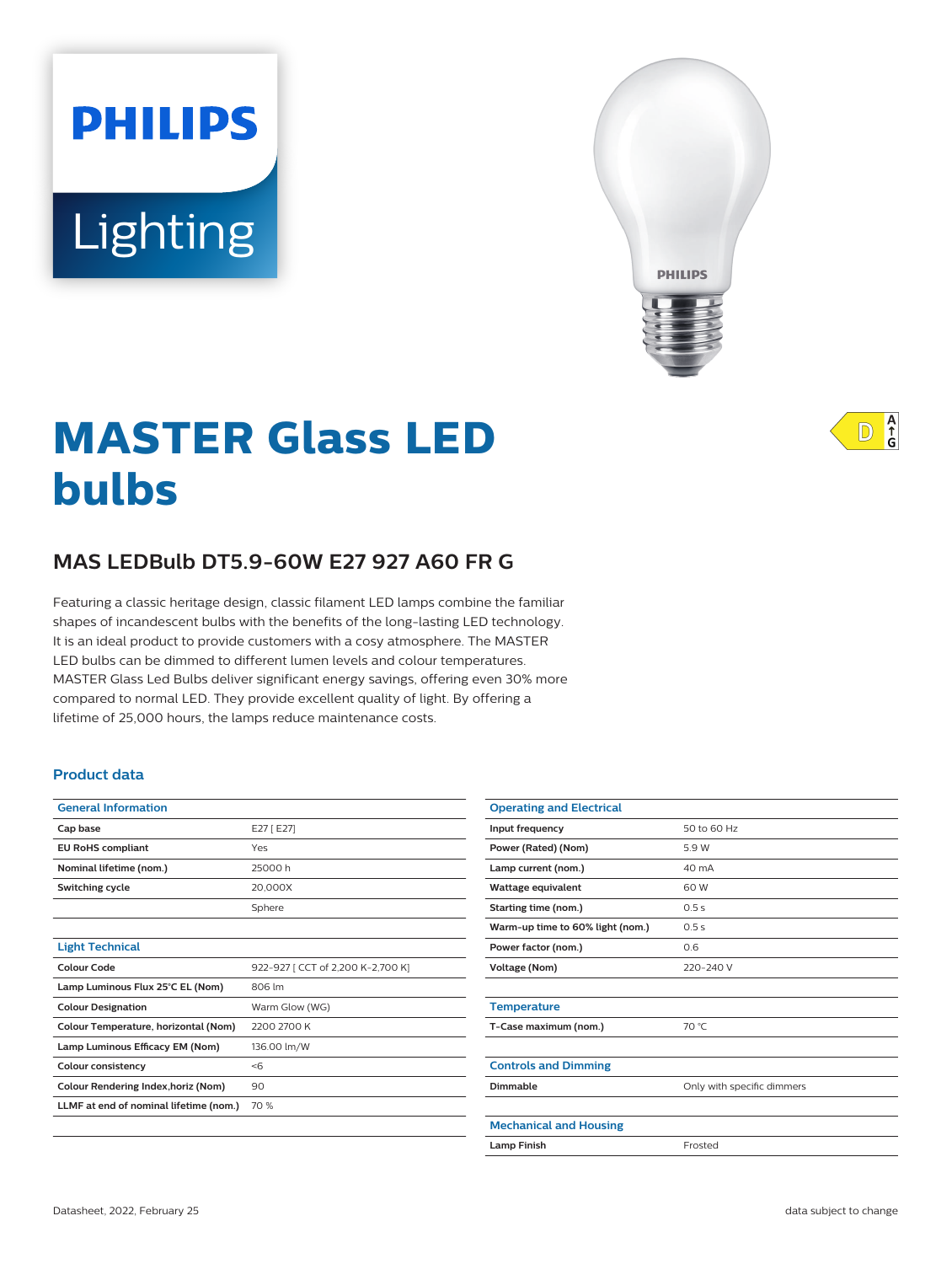PHILIPS

Lighting

# MASTER Glass LED bulbs

D A↑G

## MAS LEDBulb DT5.9-60W E27 927 A60 FR G

Featuring a classic heritage design, classic filament LED lamps combine the familiar shapes of incandescent bulbs with the benefits of the long-lasting LED technology. It is an ideal product to provide customers with a cosy atmosphere. The MASTER LED bulbs can be dimmed to different lumen levels and colour temperatures. MASTER Glass Led Bulbs deliver significant energy savings, offering even 30% more compared to normal LED. They provide excellent quality of light. By offering a lifetime of 25,000 hours, the lamps reduce maintenance costs.

### Product data

| General Information | |
|---|---|
| Cap base | E27 [ E27] |
| EU RoHS compliant | Yes |
| Nominal lifetime (nom.) | 25000 h |
| Switching cycle | 20,000X |
| | Sphere |

| Light Technical | |
|---|---|
| Colour Code | 922-927 [ CCT of 2,200 K-2,700 K] |
| Lamp Luminous Flux 25°C EL (Nom) | 806 lm |
| Colour Designation | Warm Glow (WG) |
| Colour Temperature, horizontal (Nom) | 2200 2700 K |
| Lamp Luminous Efficacy EM (Nom) | 136.00 lm/W |
| Colour consistency | <6 |
| Colour Rendering Index,horiz (Nom) | 90 |
| LLMF at end of nominal lifetime (nom.) | 70 % |

| Operating and Electrical | |
|---|---|
| Input frequency | 50 to 60 Hz |
| Power (Rated) (Nom) | 5.9 W |
| Lamp current (nom.) | 40 mA |
| Wattage equivalent | 60 W |
| Starting time (nom.) | 0.5 s |
| Warm-up time to 60% light (nom.) | 0.5 s |
| Power factor (nom.) | 0.6 |
| Voltage (Nom) | 220-240 V |

| Temperature | |
|---|---|
| T-Case maximum (nom.) | 70 °C |

| Controls and Dimming | |
|---|---|
| Dimmable | Only with specific dimmers |

| Mechanical and Housing | |
|---|---|
| Lamp Finish | Frosted |

Datasheet, 2022, February 25 data subject to change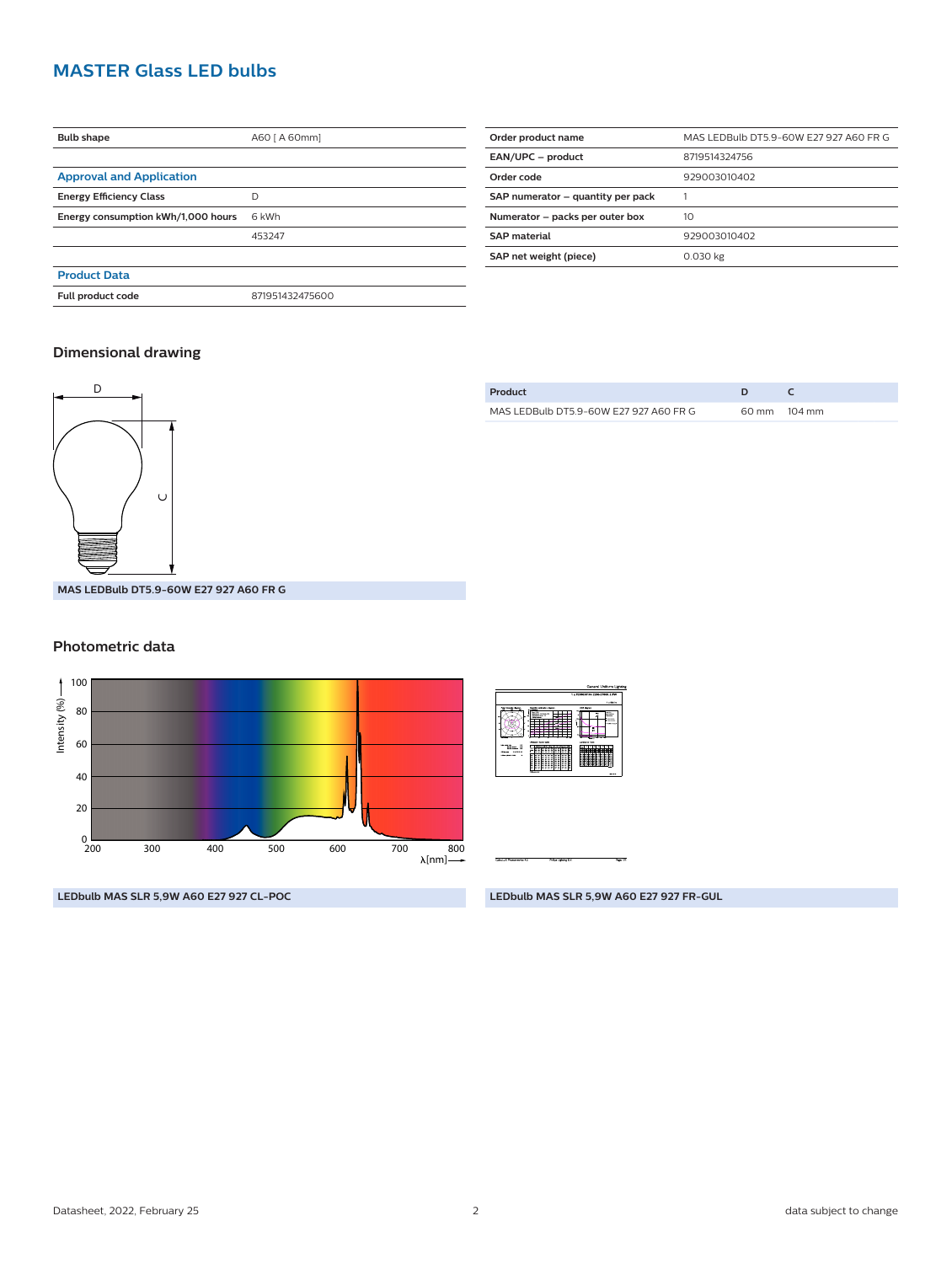# MASTER Glass LED bulbs

| | |
|---|---|
| Bulb shape | A60 [ A 60mm] |

## Approval and Application

| | |
|---|---|
| Energy Efficiency Class | D |
| Energy consumption kWh/1,000 hours | 6 kWh |
| | 453247 |

## Product Data

| | |
|---|---|
| Full product code | 871951432475600 |
| Order product name | MAS LEDBulb DT5.9-60W E27 927 A60 FR G |
| EAN/UPC – product | 8719514324756 |
| Order code | 929003010402 |
| SAP numerator – quantity per pack | 1 |
| Numerator – packs per outer box | 10 |
| SAP material | 929003010402 |
| SAP net weight (piece) | 0.030 kg |

## Dimensional drawing

MAS LEDBulb DT5.9-60W E27 927 A60 FR G

| Product | D | C |
|---|---|---|
| MAS LEDBulb DT5.9-60W E27 927 A60 FR G | 60 mm | 104 mm |

## Photometric data

LEDbulb MAS SLR 5,9W A60 E27 927 CL-POC

LEDbulb MAS SLR 5,9W A60 E27 927 FR-GUL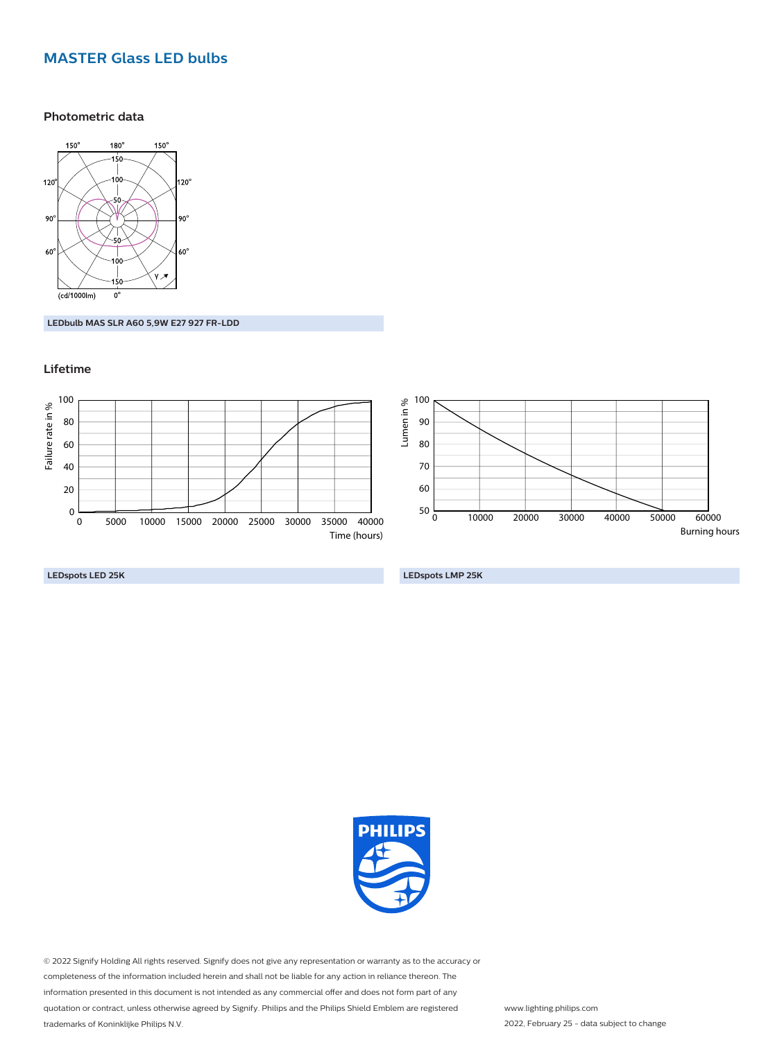# MASTER Glass LED bulbs

## Photometric data

150°
180°
150°
150
120°
100
120°
50
90°
90°
50
60°
100
60°
150
γ
(cd/1000lm)
0°

**LEDbulb MAS SLR A60 5,9W E27 927 FR-LDD**

## Lifetime

Failure rate in %
100
80
60
40
20
0
0
5000
10000
15000
20000
25000
30000
35000
40000
Time (hours)

**LEDspots LED 25K**

Lumen in %
100
90
80
70
60
50
0
10000
20000
30000
40000
50000
60000
Burning hours

**LEDspots LMP 25K**

© 2022 Signify Holding All rights reserved. Signify does not give any representation or warranty as to the accuracy or completeness of the information included herein and shall not be liable for any action in reliance thereon. The information presented in this document is not intended as any commercial offer and does not form part of any quotation or contract, unless otherwise agreed by Signify. Philips and the Philips Shield Emblem are registered trademarks of Koninklijke Philips N.V.

www.lighting.philips.com

2022, February 25 - data subject to change